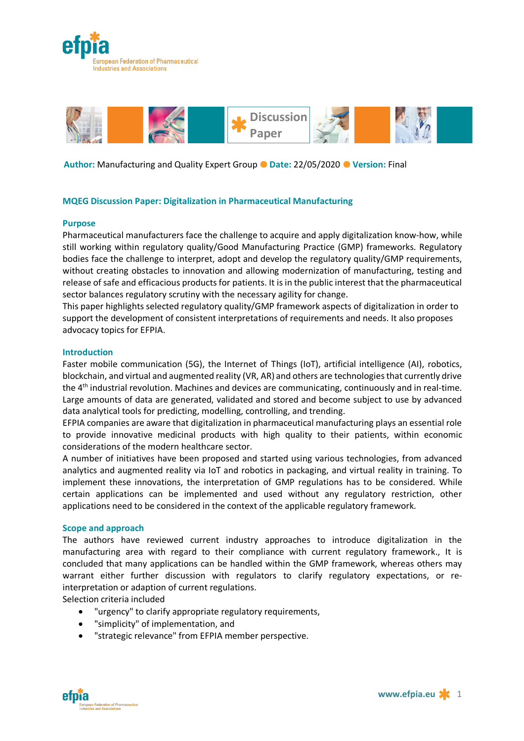Discussion Paper

**Author:** Manufacturing and Quality Expert Group ● **Date:** 22/05/2020 ● **Version:** Final

## MQEG Discussion Paper: Digitalization in Pharmaceutical Manufacturing

### Purpose

Pharmaceutical manufacturers face the challenge to acquire and apply digitalization know-how, while still working within regulatory quality/Good Manufacturing Practice (GMP) frameworks. Regulatory bodies face the challenge to interpret, adopt and develop the regulatory quality/GMP requirements, without creating obstacles to innovation and allowing modernization of manufacturing, testing and release of safe and efficacious products for patients. It is in the public interest that the pharmaceutical sector balances regulatory scrutiny with the necessary agility for change.

This paper highlights selected regulatory quality/GMP framework aspects of digitalization in order to support the development of consistent interpretations of requirements and needs. It also proposes advocacy topics for EFPIA.

### Introduction

Faster mobile communication (5G), the Internet of Things (IoT), artificial intelligence (AI), robotics, blockchain, and virtual and augmented reality (VR, AR) and others are technologies that currently drive the 4th industrial revolution. Machines and devices are communicating, continuously and in real-time. Large amounts of data are generated, validated and stored and become subject to use by advanced data analytical tools for predicting, modelling, controlling, and trending.

EFPIA companies are aware that digitalization in pharmaceutical manufacturing plays an essential role to provide innovative medicinal products with high quality to their patients, within economic considerations of the modern healthcare sector.

A number of initiatives have been proposed and started using various technologies, from advanced analytics and augmented reality via IoT and robotics in packaging, and virtual reality in training. To implement these innovations, the interpretation of GMP regulations has to be considered. While certain applications can be implemented and used without any regulatory restriction, other applications need to be considered in the context of the applicable regulatory framework.

### Scope and approach

The authors have reviewed current industry approaches to introduce digitalization in the manufacturing area with regard to their compliance with current regulatory framework., It is concluded that many applications can be handled within the GMP framework, whereas others may warrant either further discussion with regulators to clarify regulatory expectations, or re-interpretation or adaption of current regulations.

Selection criteria included

- "urgency" to clarify appropriate regulatory requirements,
- "simplicity" of implementation, and
- "strategic relevance" from EFPIA member perspective.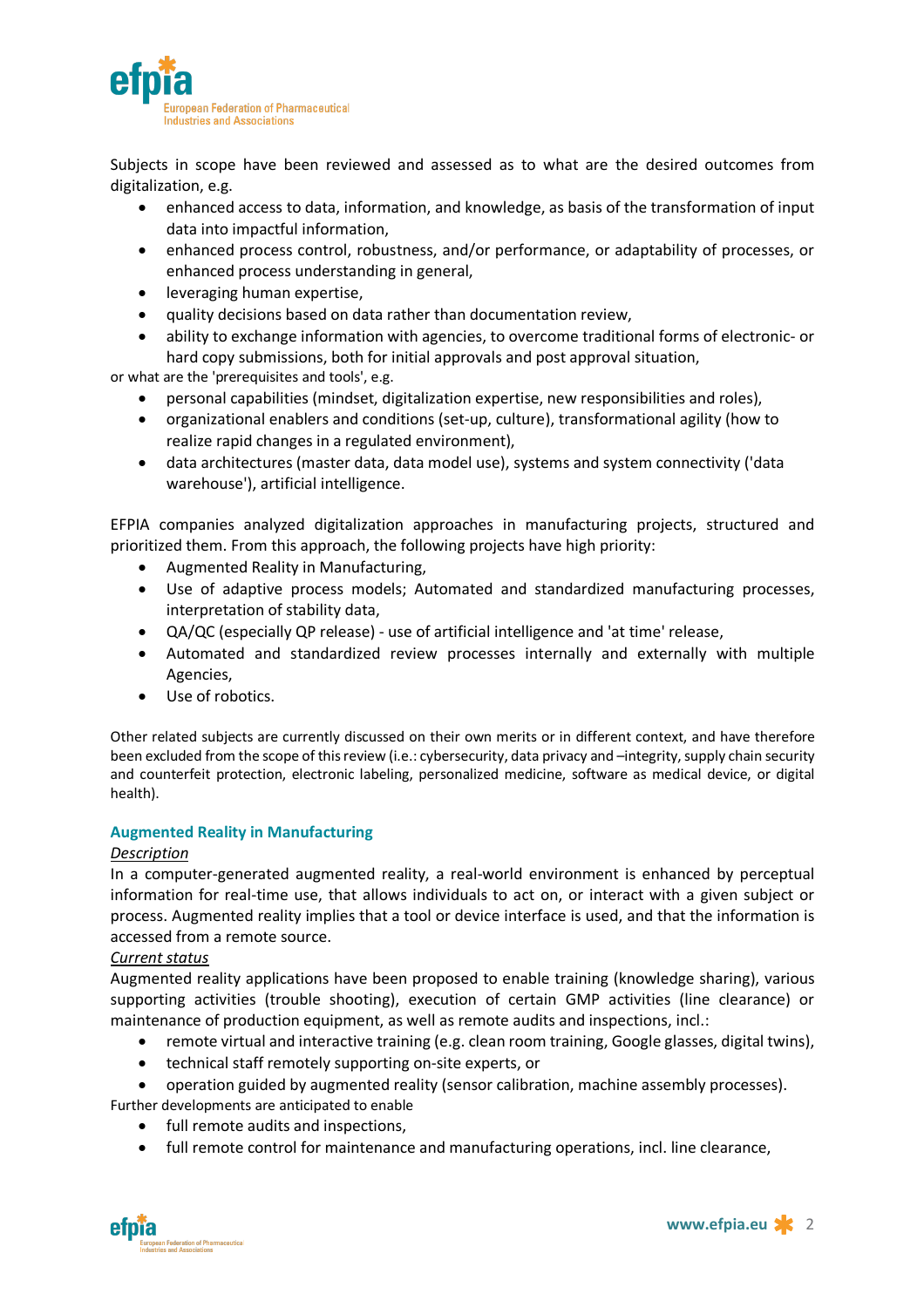Subjects in scope have been reviewed and assessed as to what are the desired outcomes from digitalization, e.g.

- enhanced access to data, information, and knowledge, as basis of the transformation of input data into impactful information,
- enhanced process control, robustness, and/or performance, or adaptability of processes, or enhanced process understanding in general,
- leveraging human expertise,
- quality decisions based on data rather than documentation review,
- ability to exchange information with agencies, to overcome traditional forms of electronic- or hard copy submissions, both for initial approvals and post approval situation,

or what are the 'prerequisites and tools', e.g.

- personal capabilities (mindset, digitalization expertise, new responsibilities and roles),
- organizational enablers and conditions (set-up, culture), transformational agility (how to realize rapid changes in a regulated environment),
- data architectures (master data, data model use), systems and system connectivity ('data warehouse'), artificial intelligence.

EFPIA companies analyzed digitalization approaches in manufacturing projects, structured and prioritized them. From this approach, the following projects have high priority:

- Augmented Reality in Manufacturing,
- Use of adaptive process models; Automated and standardized manufacturing processes, interpretation of stability data,
- QA/QC (especially QP release) - use of artificial intelligence and 'at time' release,
- Automated and standardized review processes internally and externally with multiple Agencies,
- Use of robotics.

Other related subjects are currently discussed on their own merits or in different context, and have therefore been excluded from the scope of this review (i.e.: cybersecurity, data privacy and –integrity, supply chain security and counterfeit protection, electronic labeling, personalized medicine, software as medical device, or digital health).

## Augmented Reality in Manufacturing

*Description*

In a computer-generated augmented reality, a real-world environment is enhanced by perceptual information for real-time use, that allows individuals to act on, or interact with a given subject or process. Augmented reality implies that a tool or device interface is used, and that the information is accessed from a remote source.

*Current status*

Augmented reality applications have been proposed to enable training (knowledge sharing), various supporting activities (trouble shooting), execution of certain GMP activities (line clearance) or maintenance of production equipment, as well as remote audits and inspections, incl.:

- remote virtual and interactive training (e.g. clean room training, Google glasses, digital twins),
- technical staff remotely supporting on-site experts, or
- operation guided by augmented reality (sensor calibration, machine assembly processes).

Further developments are anticipated to enable

- full remote audits and inspections,
- full remote control for maintenance and manufacturing operations, incl. line clearance,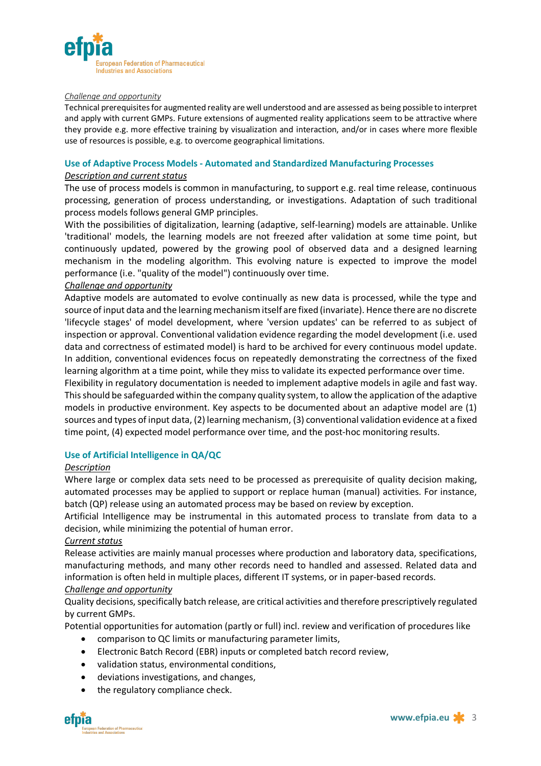*Challenge and opportunity*

Technical prerequisites for augmented reality are well understood and are assessed as being possible to interpret and apply with current GMPs. Future extensions of augmented reality applications seem to be attractive where they provide e.g. more effective training by visualization and interaction, and/or in cases where more flexible use of resources is possible, e.g. to overcome geographical limitations.

### Use of Adaptive Process Models - Automated and Standardized Manufacturing Processes

*Description and current status*

The use of process models is common in manufacturing, to support e.g. real time release, continuous processing, generation of process understanding, or investigations. Adaptation of such traditional process models follows general GMP principles.

With the possibilities of digitalization, learning (adaptive, self-learning) models are attainable. Unlike 'traditional' models, the learning models are not freezed after validation at some time point, but continuously updated, powered by the growing pool of observed data and a designed learning mechanism in the modeling algorithm. This evolving nature is expected to improve the model performance (i.e. "quality of the model") continuously over time.

*Challenge and opportunity*

Adaptive models are automated to evolve continually as new data is processed, while the type and source of input data and the learning mechanism itself are fixed (invariate). Hence there are no discrete 'lifecycle stages' of model development, where 'version updates' can be referred to as subject of inspection or approval. Conventional validation evidence regarding the model development (i.e. used data and correctness of estimated model) is hard to be archived for every continuous model update. In addition, conventional evidences focus on repeatedly demonstrating the correctness of the fixed learning algorithm at a time point, while they miss to validate its expected performance over time.

Flexibility in regulatory documentation is needed to implement adaptive models in agile and fast way. This should be safeguarded within the company quality system, to allow the application of the adaptive models in productive environment. Key aspects to be documented about an adaptive model are (1) sources and types of input data, (2) learning mechanism, (3) conventional validation evidence at a fixed time point, (4) expected model performance over time, and the post-hoc monitoring results.

### Use of Artificial Intelligence in QA/QC

*Description*

Where large or complex data sets need to be processed as prerequisite of quality decision making, automated processes may be applied to support or replace human (manual) activities. For instance, batch (QP) release using an automated process may be based on review by exception.

Artificial Intelligence may be instrumental in this automated process to translate from data to a decision, while minimizing the potential of human error.

*Current status*

Release activities are mainly manual processes where production and laboratory data, specifications, manufacturing methods, and many other records need to handled and assessed. Related data and information is often held in multiple places, different IT systems, or in paper-based records.

*Challenge and opportunity*

Quality decisions, specifically batch release, are critical activities and therefore prescriptively regulated by current GMPs.

Potential opportunities for automation (partly or full) incl. review and verification of procedures like

- comparison to QC limits or manufacturing parameter limits,
- Electronic Batch Record (EBR) inputs or completed batch record review,
- validation status, environmental conditions,
- deviations investigations, and changes,
- the regulatory compliance check.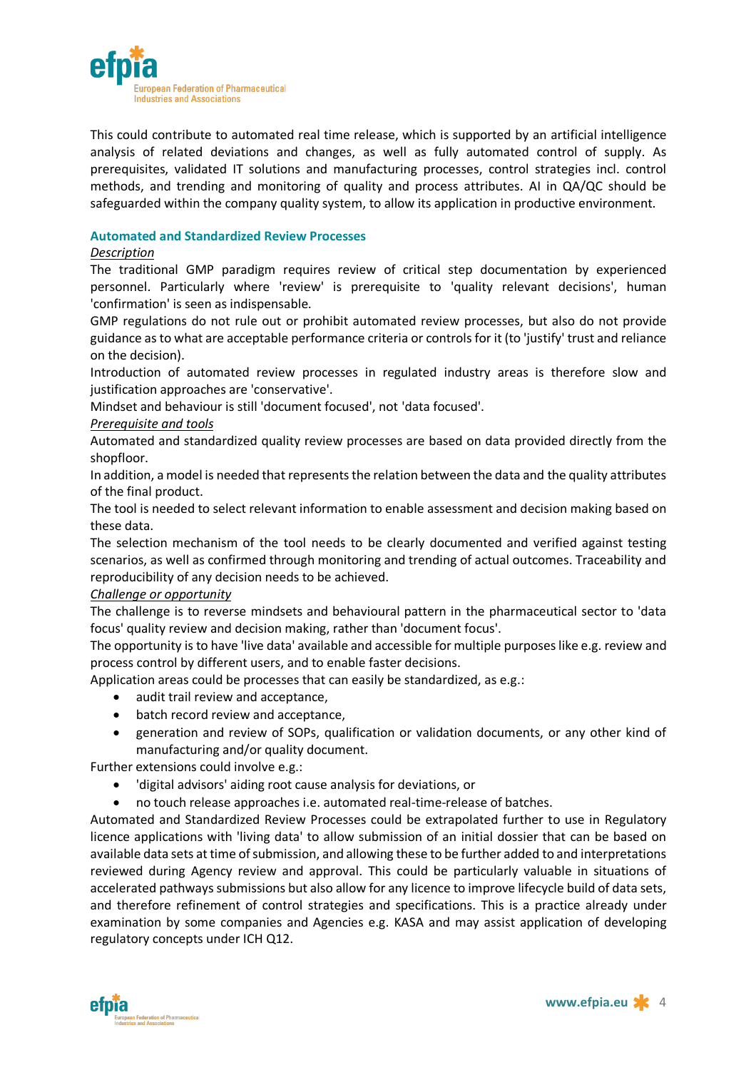This could contribute to automated real time release, which is supported by an artificial intelligence analysis of related deviations and changes, as well as fully automated control of supply. As prerequisites, validated IT solutions and manufacturing processes, control strategies incl. control methods, and trending and monitoring of quality and process attributes. AI in QA/QC should be safeguarded within the company quality system, to allow its application in productive environment.

### Automated and Standardized Review Processes

*Description*

The traditional GMP paradigm requires review of critical step documentation by experienced personnel. Particularly where 'review' is prerequisite to 'quality relevant decisions', human 'confirmation' is seen as indispensable.

GMP regulations do not rule out or prohibit automated review processes, but also do not provide guidance as to what are acceptable performance criteria or controls for it (to 'justify' trust and reliance on the decision).

Introduction of automated review processes in regulated industry areas is therefore slow and justification approaches are 'conservative'.

Mindset and behaviour is still 'document focused', not 'data focused'.

*Prerequisite and tools*

Automated and standardized quality review processes are based on data provided directly from the shopfloor.

In addition, a model is needed that represents the relation between the data and the quality attributes of the final product.

The tool is needed to select relevant information to enable assessment and decision making based on these data.

The selection mechanism of the tool needs to be clearly documented and verified against testing scenarios, as well as confirmed through monitoring and trending of actual outcomes. Traceability and reproducibility of any decision needs to be achieved.

*Challenge or opportunity*

The challenge is to reverse mindsets and behavioural pattern in the pharmaceutical sector to 'data focus' quality review and decision making, rather than 'document focus'.

The opportunity is to have 'live data' available and accessible for multiple purposes like e.g. review and process control by different users, and to enable faster decisions.

Application areas could be processes that can easily be standardized, as e.g.:

- audit trail review and acceptance,
- batch record review and acceptance,
- generation and review of SOPs, qualification or validation documents, or any other kind of manufacturing and/or quality document.

Further extensions could involve e.g.:

- 'digital advisors' aiding root cause analysis for deviations, or
- no touch release approaches i.e. automated real-time-release of batches.

Automated and Standardized Review Processes could be extrapolated further to use in Regulatory licence applications with 'living data' to allow submission of an initial dossier that can be based on available data sets at time of submission, and allowing these to be further added to and interpretations reviewed during Agency review and approval. This could be particularly valuable in situations of accelerated pathways submissions but also allow for any licence to improve lifecycle build of data sets, and therefore refinement of control strategies and specifications. This is a practice already under examination by some companies and Agencies e.g. KASA and may assist application of developing regulatory concepts under ICH Q12.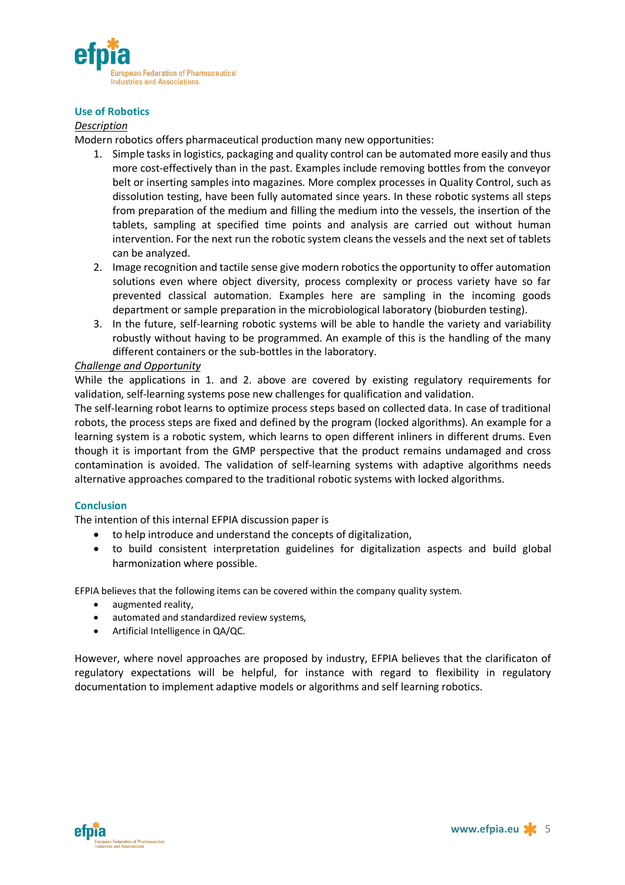## Use of Robotics

*Description*

Modern robotics offers pharmaceutical production many new opportunities:

1. Simple tasks in logistics, packaging and quality control can be automated more easily and thus more cost-effectively than in the past. Examples include removing bottles from the conveyor belt or inserting samples into magazines. More complex processes in Quality Control, such as dissolution testing, have been fully automated since years. In these robotic systems all steps from preparation of the medium and filling the medium into the vessels, the insertion of the tablets, sampling at specified time points and analysis are carried out without human intervention. For the next run the robotic system cleans the vessels and the next set of tablets can be analyzed.
2. Image recognition and tactile sense give modern robotics the opportunity to offer automation solutions even where object diversity, process complexity or process variety have so far prevented classical automation. Examples here are sampling in the incoming goods department or sample preparation in the microbiological laboratory (bioburden testing).
3. In the future, self-learning robotic systems will be able to handle the variety and variability robustly without having to be programmed. An example of this is the handling of the many different containers or the sub-bottles in the laboratory.

*Challenge and Opportunity*

While the applications in 1. and 2. above are covered by existing regulatory requirements for validation, self-learning systems pose new challenges for qualification and validation.

The self-learning robot learns to optimize process steps based on collected data. In case of traditional robots, the process steps are fixed and defined by the program (locked algorithms). An example for a learning system is a robotic system, which learns to open different inliners in different drums. Even though it is important from the GMP perspective that the product remains undamaged and cross contamination is avoided. The validation of self-learning systems with adaptive algorithms needs alternative approaches compared to the traditional robotic systems with locked algorithms.

## Conclusion

The intention of this internal EFPIA discussion paper is

- to help introduce and understand the concepts of digitalization,
- to build consistent interpretation guidelines for digitalization aspects and build global harmonization where possible.

EFPIA believes that the following items can be covered within the company quality system.

- augmented reality,
- automated and standardized review systems,
- Artificial Intelligence in QA/QC.

However, where novel approaches are proposed by industry, EFPIA believes that the clarificaton of regulatory expectations will be helpful, for instance with regard to flexibility in regulatory documentation to implement adaptive models or algorithms and self learning robotics.